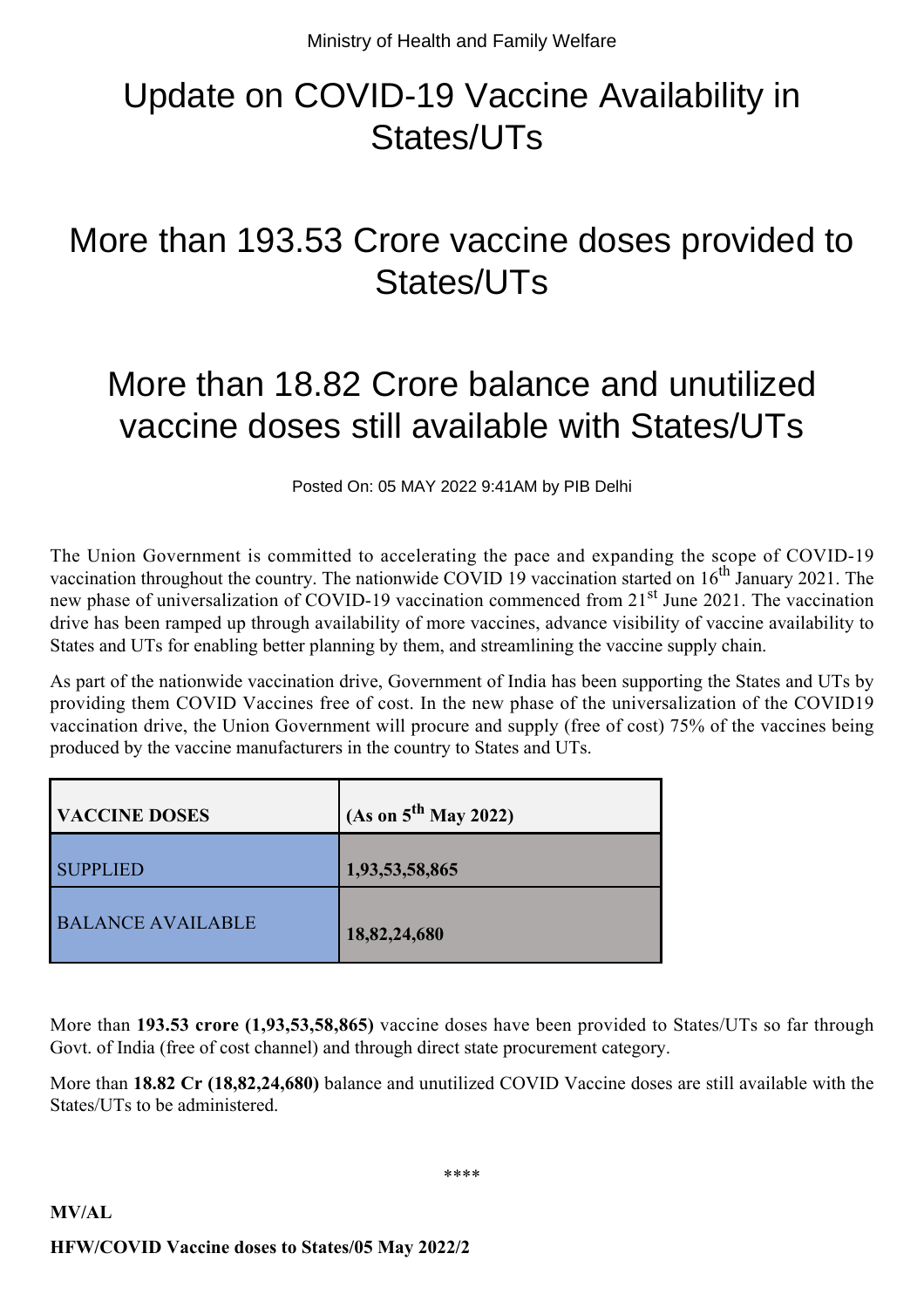Ministry of Health and Family Welfare

# Update on COVID-19 Vaccine Availability in States/UTs

# More than 193.53 Crore vaccine doses provided to States/UTs

# More than 18.82 Crore balance and unutilized vaccine doses still available with States/UTs

Posted On: 05 MAY 2022 9:41AM by PIB Delhi

The Union Government is committed to accelerating the pace and expanding the scope of COVID-19 vaccination throughout the country. The nationwide COVID 19 vaccination started on 16th January 2021. The new phase of universalization of COVID-19 vaccination commenced from 21st June 2021. The vaccination drive has been ramped up through availability of more vaccines, advance visibility of vaccine availability to States and UTs for enabling better planning by them, and streamlining the vaccine supply chain.

As part of the nationwide vaccination drive, Government of India has been supporting the States and UTs by providing them COVID Vaccines free of cost. In the new phase of the universalization of the COVID19 vaccination drive, the Union Government will procure and supply (free of cost) 75% of the vaccines being produced by the vaccine manufacturers in the country to States and UTs.

| VACCINE DOSES | (As on 5th May 2022) |
| --- | --- |
| SUPPLIED | **1,93,53,58,865** |
| BALANCE AVAILABLE | **18,82,24,680** |

More than **193.53 crore (1,93,53,58,865)** vaccine doses have been provided to States/UTs so far through Govt. of India (free of cost channel) and through direct state procurement category.

More than **18.82 Cr (18,82,24,680)** balance and unutilized COVID Vaccine doses are still available with the States/UTs to be administered.

****

**MV/AL**

**HFW/COVID Vaccine doses to States/05 May 2022/2**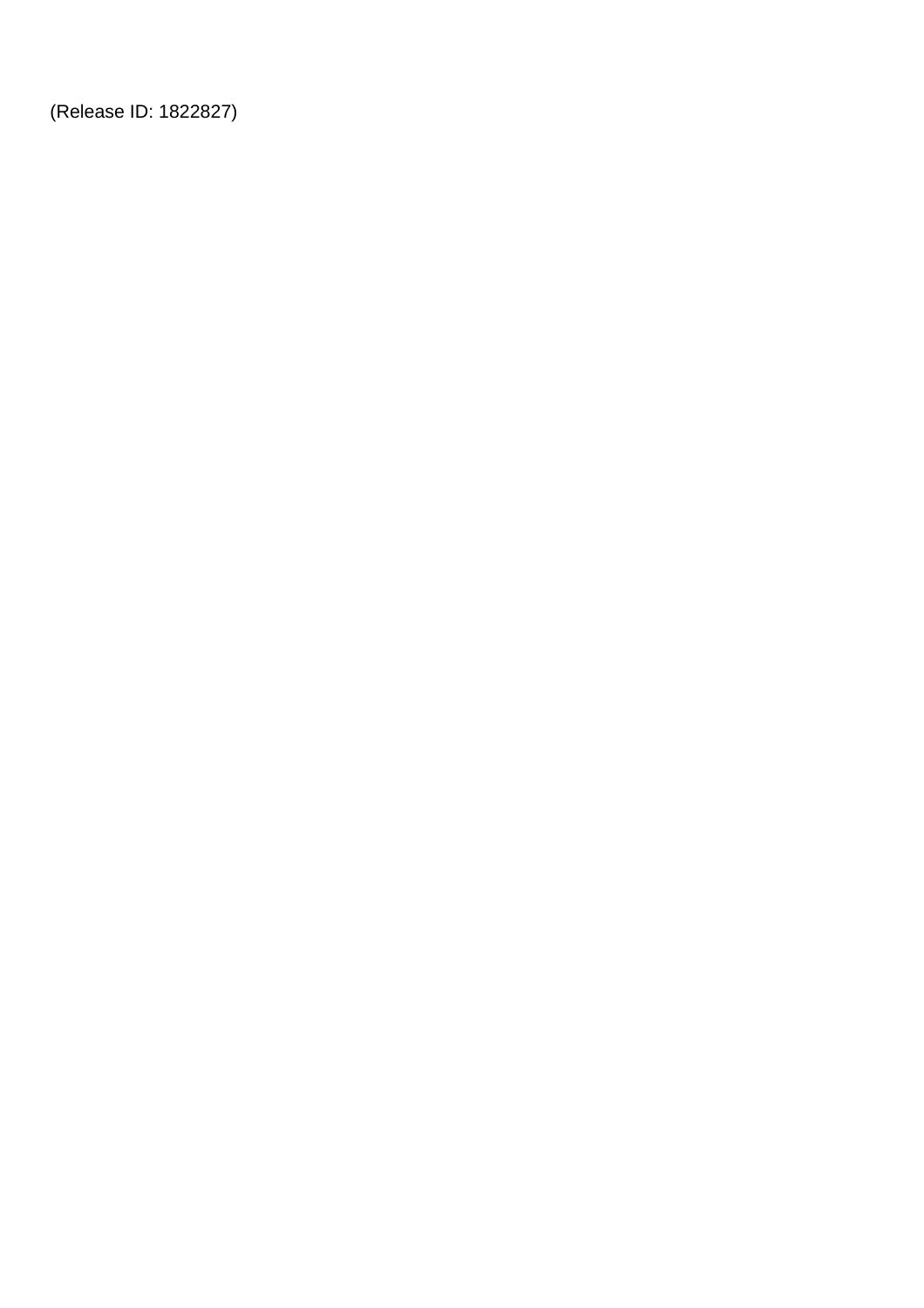(Release ID: 1822827)